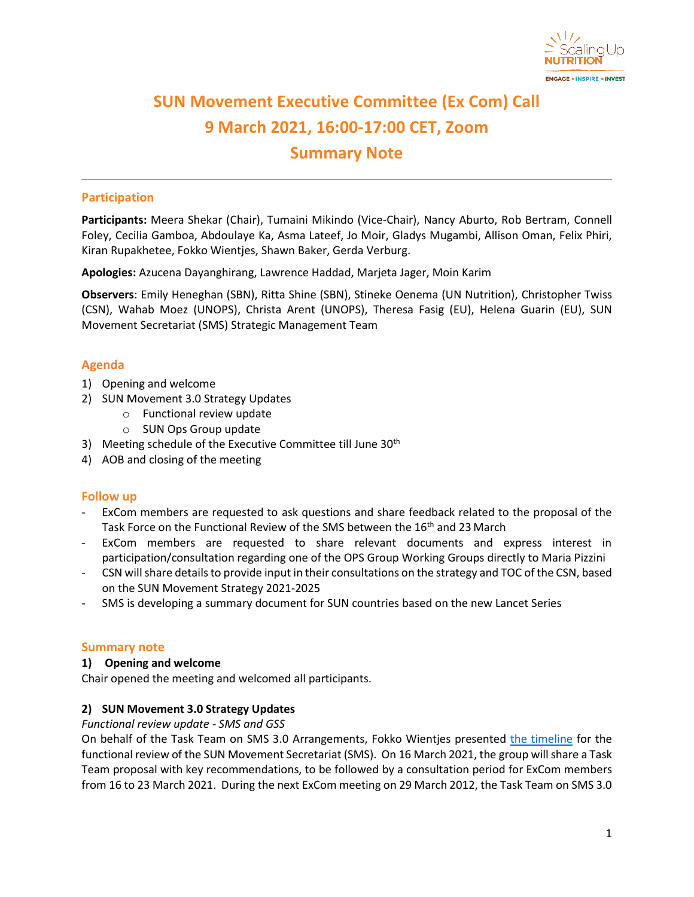# SUN Movement Executive Committee (Ex Com) Call
# 9 March 2021, 16:00-17:00 CET, Zoom
# Summary Note

## Participation

**Participants:** Meera Shekar (Chair), Tumaini Mikindo (Vice-Chair), Nancy Aburto, Rob Bertram, Connell Foley, Cecilia Gamboa, Abdoulaye Ka, Asma Lateef, Jo Moir, Gladys Mugambi, Allison Oman, Felix Phiri, Kiran Rupakhetee, Fokko Wientjes, Shawn Baker, Gerda Verburg.

**Apologies:** Azucena Dayanghirang, Lawrence Haddad, Marjeta Jager, Moin Karim

**Observers**: Emily Heneghan (SBN), Ritta Shine (SBN), Stineke Oenema (UN Nutrition), Christopher Twiss (CSN), Wahab Moez (UNOPS), Christa Arent (UNOPS), Theresa Fasig (EU), Helena Guarin (EU), SUN Movement Secretariat (SMS) Strategic Management Team

## Agenda

1) Opening and welcome
2) SUN Movement 3.0 Strategy Updates
    - Functional review update
    - SUN Ops Group update
3) Meeting schedule of the Executive Committee till June 30th
4) AOB and closing of the meeting

## Follow up

- ExCom members are requested to ask questions and share feedback related to the proposal of the Task Force on the Functional Review of the SMS between the 16th and 23 March
- ExCom members are requested to share relevant documents and express interest in participation/consultation regarding one of the OPS Group Working Groups directly to Maria Pizzini
- CSN will share details to provide input in their consultations on the strategy and TOC of the CSN, based on the SUN Movement Strategy 2021-2025
- SMS is developing a summary document for SUN countries based on the new Lancet Series

## Summary note

### 1) Opening and welcome

Chair opened the meeting and welcomed all participants.

### 2) SUN Movement 3.0 Strategy Updates

*Functional review update - SMS and GSS*

On behalf of the Task Team on SMS 3.0 Arrangements, Fokko Wientjes presented the timeline for the functional review of the SUN Movement Secretariat (SMS). On 16 March 2021, the group will share a Task Team proposal with key recommendations, to be followed by a consultation period for ExCom members from 16 to 23 March 2021. During the next ExCom meeting on 29 March 2012, the Task Team on SMS 3.0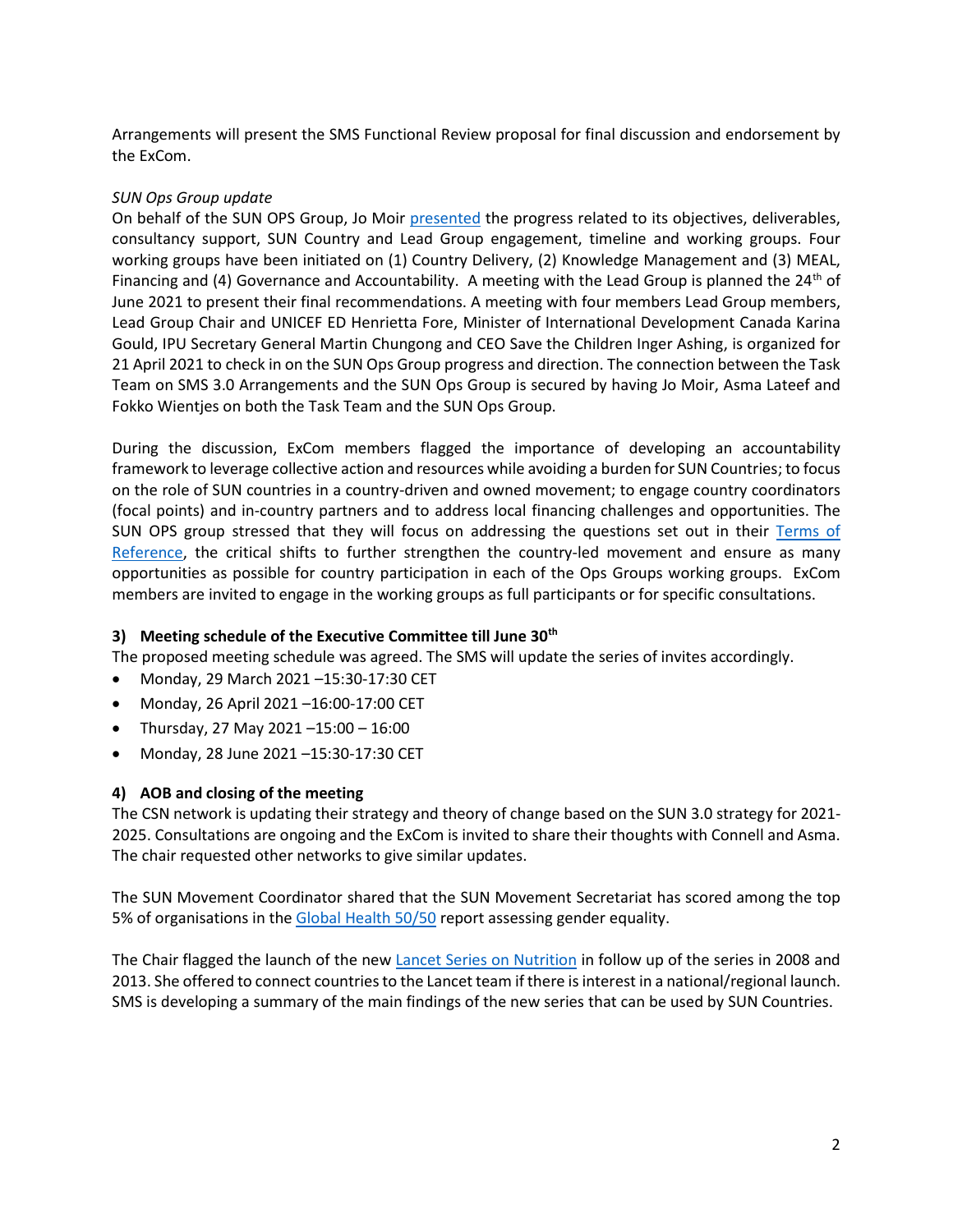Arrangements will present the SMS Functional Review proposal for final discussion and endorsement by the ExCom.

*SUN Ops Group update*

On behalf of the SUN OPS Group, Jo Moir presented the progress related to its objectives, deliverables, consultancy support, SUN Country and Lead Group engagement, timeline and working groups. Four working groups have been initiated on (1) Country Delivery, (2) Knowledge Management and (3) MEAL, Financing and (4) Governance and Accountability. A meeting with the Lead Group is planned the 24th of June 2021 to present their final recommendations. A meeting with four members Lead Group members, Lead Group Chair and UNICEF ED Henrietta Fore, Minister of International Development Canada Karina Gould, IPU Secretary General Martin Chungong and CEO Save the Children Inger Ashing, is organized for 21 April 2021 to check in on the SUN Ops Group progress and direction. The connection between the Task Team on SMS 3.0 Arrangements and the SUN Ops Group is secured by having Jo Moir, Asma Lateef and Fokko Wientjes on both the Task Team and the SUN Ops Group.

During the discussion, ExCom members flagged the importance of developing an accountability framework to leverage collective action and resources while avoiding a burden for SUN Countries; to focus on the role of SUN countries in a country-driven and owned movement; to engage country coordinators (focal points) and in-country partners and to address local financing challenges and opportunities. The SUN OPS group stressed that they will focus on addressing the questions set out in their Terms of Reference, the critical shifts to further strengthen the country-led movement and ensure as many opportunities as possible for country participation in each of the Ops Groups working groups. ExCom members are invited to engage in the working groups as full participants or for specific consultations.

### 3) Meeting schedule of the Executive Committee till June 30th

The proposed meeting schedule was agreed. The SMS will update the series of invites accordingly.

- Monday, 29 March 2021 –15:30-17:30 CET
- Monday, 26 April 2021 –16:00-17:00 CET
- Thursday, 27 May 2021 –15:00 – 16:00
- Monday, 28 June 2021 –15:30-17:30 CET

### 4) AOB and closing of the meeting

The CSN network is updating their strategy and theory of change based on the SUN 3.0 strategy for 2021-2025. Consultations are ongoing and the ExCom is invited to share their thoughts with Connell and Asma. The chair requested other networks to give similar updates.

The SUN Movement Coordinator shared that the SUN Movement Secretariat has scored among the top 5% of organisations in the Global Health 50/50 report assessing gender equality.

The Chair flagged the launch of the new Lancet Series on Nutrition in follow up of the series in 2008 and 2013. She offered to connect countries to the Lancet team if there is interest in a national/regional launch. SMS is developing a summary of the main findings of the new series that can be used by SUN Countries.